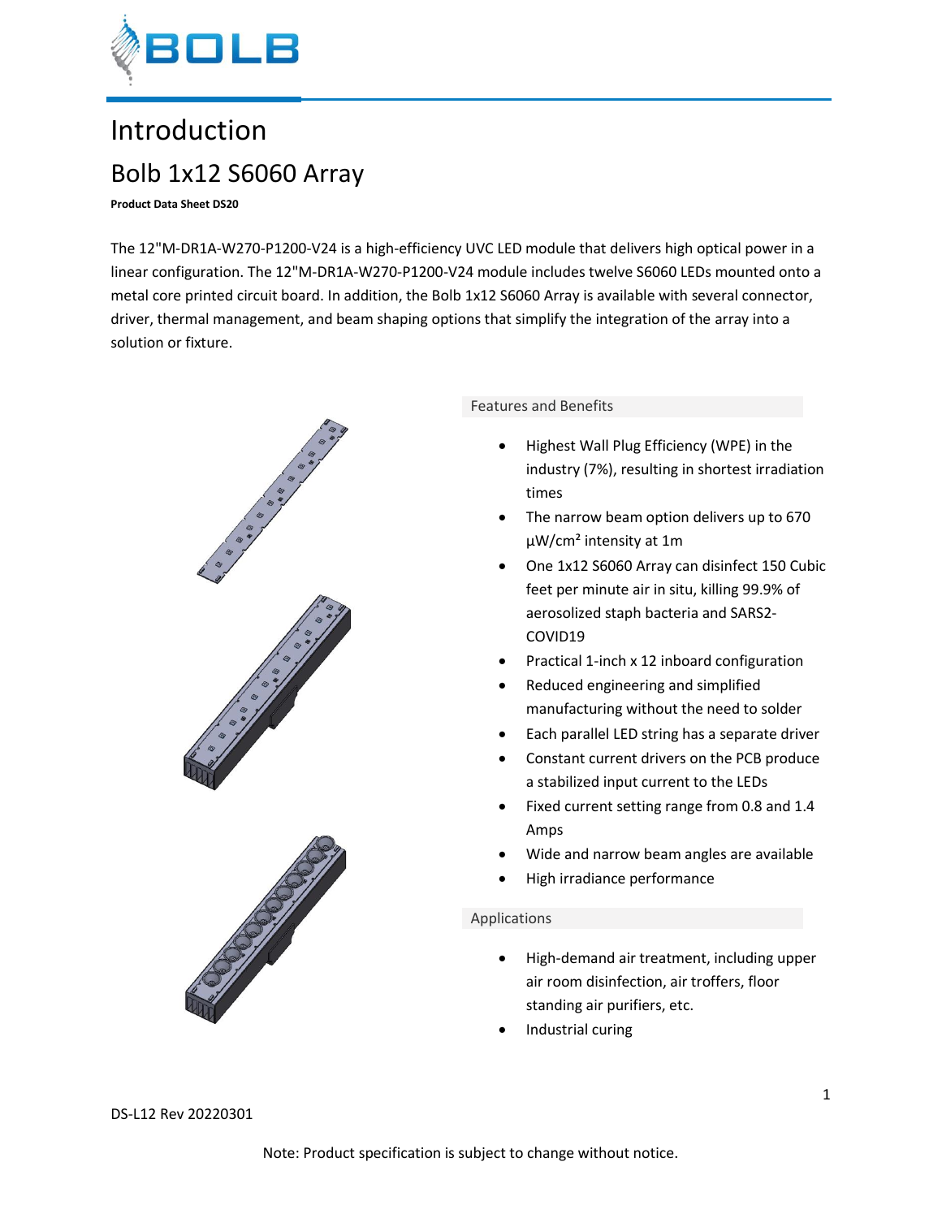# Introduction

## Bolb 1x12 S6060 Array

**Product Data Sheet DS20**

The 12"M-DR1A-W270-P1200-V24 is a high-efficiency UVC LED module that delivers high optical power in a linear configuration. The 12"M-DR1A-W270-P1200-V24 module includes twelve S6060 LEDs mounted onto a metal core printed circuit board. In addition, the Bolb 1x12 S6060 Array is available with several connector, driver, thermal management, and beam shaping options that simplify the integration of the array into a solution or fixture.

### Features and Benefits

- Highest Wall Plug Efficiency (WPE) in the industry (7%), resulting in shortest irradiation times
- The narrow beam option delivers up to 670 µW/cm² intensity at 1m
- One 1x12 S6060 Array can disinfect 150 Cubic feet per minute air in situ, killing 99.9% of aerosolized staph bacteria and SARS2-COVID19
- Practical 1-inch x 12 inboard configuration
- Reduced engineering and simplified manufacturing without the need to solder
- Each parallel LED string has a separate driver
- Constant current drivers on the PCB produce a stabilized input current to the LEDs
- Fixed current setting range from 0.8 and 1.4 Amps
- Wide and narrow beam angles are available
- High irradiance performance

### Applications

- High-demand air treatment, including upper air room disinfection, air troffers, floor standing air purifiers, etc.
- Industrial curing

DS-L12 Rev 20220301

Note: Product specification is subject to change without notice.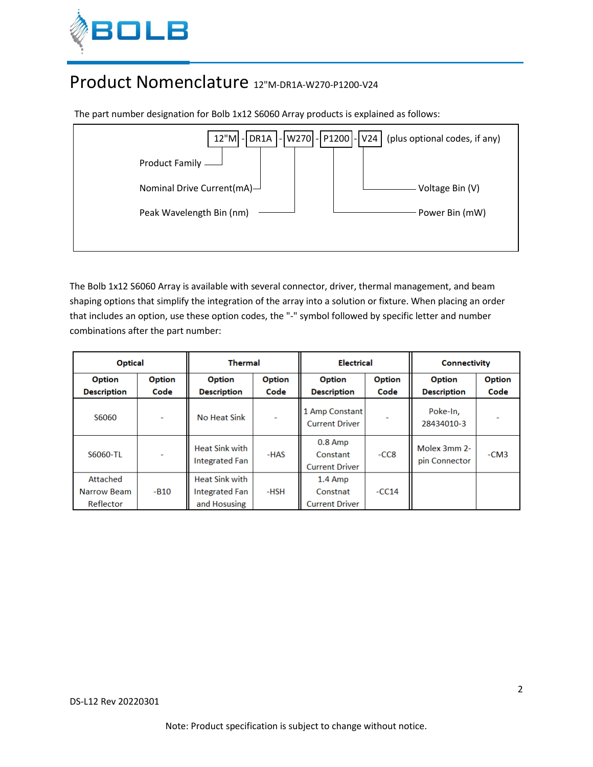# Product Nomenclature 12"M-DR1A-W270-P1200-V24

The part number designation for Bolb 1x12 S6060 Array products is explained as follows:

12"M - DR1A - W270 - P1200 - V24 (plus optional codes, if any)

Product Family

Nominal Drive Current(mA)

Peak Wavelength Bin (nm)

Voltage Bin (V)

Power Bin (mW)

The Bolb 1x12 S6060 Array is available with several connector, driver, thermal management, and beam shaping options that simplify the integration of the array into a solution or fixture. When placing an order that includes an option, use these option codes, the "-" symbol followed by specific letter and number combinations after the part number:

| Optical | | Thermal | | Electrical | | Connectivity | |
|---|---|---|---|---|---|---|---|
| **Option Description** | **Option Code** | **Option Description** | **Option Code** | **Option Description** | **Option Code** | **Option Description** | **Option Code** |
| S6060 | - | No Heat Sink | - | 1 Amp Constant Current Driver | - | Poke-In, 28434010-3 | - |
| S6060-TL | - | Heat Sink with Integrated Fan | -HAS | 0.8 Amp Constant Current Driver | -CC8 | Molex 3mm 2-pin Connector | -CM3 |
| Attached Narrow Beam Reflector | -B10 | Heat Sink with Integrated Fan and Hosusing | -HSH | 1.4 Amp Constnat Current Driver | -CC14 | | |

DS-L12 Rev 20220301

Note: Product specification is subject to change without notice.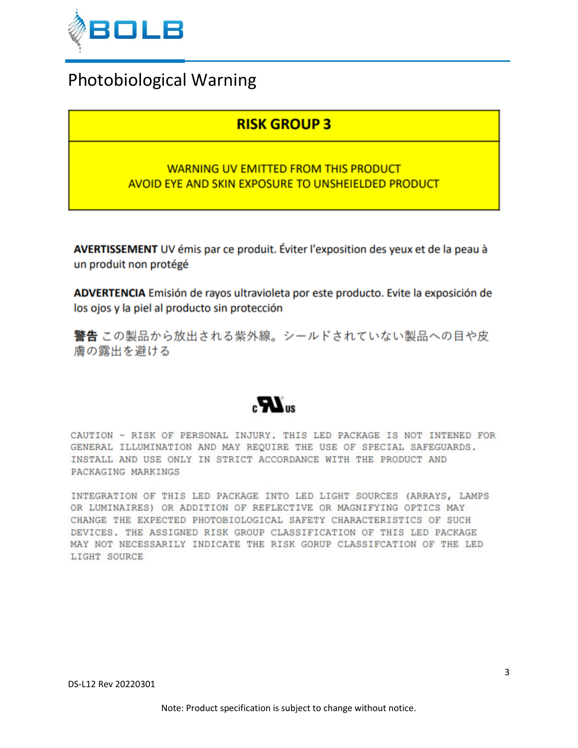# Photobiological Warning

| RISK GROUP 3 |
| --- |
| WARNING UV EMITTED FROM THIS PRODUCT<br>AVOID EYE AND SKIN EXPOSURE TO UNSHEIELDED PRODUCT |

**AVERTISSEMENT** UV émis par ce produit. Éviter l'exposition des yeux et de la peau à un produit non protégé

**ADVERTENCIA** Emisión de rayos ultravioleta por este producto. Evite la exposición de los ojos y la piel al producto sin protección

**警告** この製品から放出される紫外線。シールドされていない製品への目や皮膚の露出を避ける

c US

CAUTION - RISK OF PERSONAL INJURY. THIS LED PACKAGE IS NOT INTENED FOR GENERAL ILLUMINATION AND MAY REQUIRE THE USE OF SPECIAL SAFEGUARDS. INSTALL AND USE ONLY IN STRICT ACCORDANCE WITH THE PRODUCT AND PACKAGING MARKINGS

INTEGRATION OF THIS LED PACKAGE INTO LED LIGHT SOURCES (ARRAYS, LAMPS OR LUMINAIRES) OR ADDITION OF REFLECTIVE OR MAGNIFYING OPTICS MAY CHANGE THE EXPECTED PHOTOBIOLOGICAL SAFETY CHARACTERISTICS OF SUCH DEVICES. THE ASSIGNED RISK GROUP CLASSIFICATION OF THIS LED PACKAGE MAY NOT NECESSARILY INDICATE THE RISK GORUP CLASSIFCATION OF THE LED LIGHT SOURCE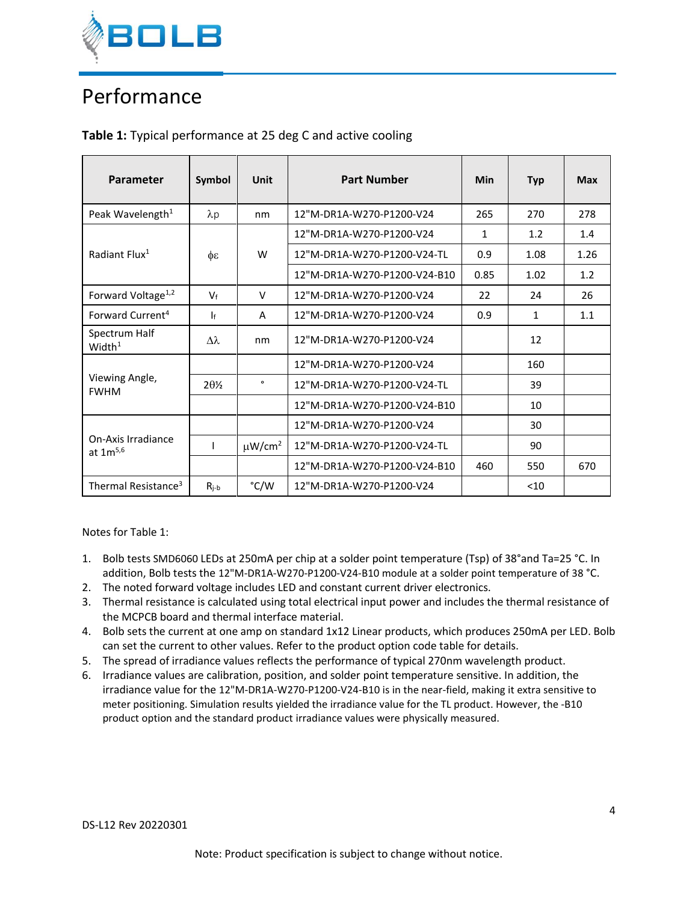# Performance

**Table 1:** Typical performance at 25 deg C and active cooling

| Parameter | Symbol | Unit | Part Number | Min | Typ | Max |
|---|---|---|---|---|---|---|
| Peak Wavelength[1] | λp | nm | 12"M-DR1A-W270-P1200-V24 | 265 | 270 | 278 |
| Radiant Flux[1] | φε | W | 12"M-DR1A-W270-P1200-V24 | 1 | 1.2 | 1.4 |
| | | | 12"M-DR1A-W270-P1200-V24-TL | 0.9 | 1.08 | 1.26 |
| | | | 12"M-DR1A-W270-P1200-V24-B10 | 0.85 | 1.02 | 1.2 |
| Forward Voltage[1,2] | $V_f$ | V | 12"M-DR1A-W270-P1200-V24 | 22 | 24 | 26 |
| Forward Current[4] | $I_f$ | A | 12"M-DR1A-W270-P1200-V24 | 0.9 | 1 | 1.1 |
| Spectrum Half Width[1] | Δλ | nm | 12"M-DR1A-W270-P1200-V24 | | 12 | |
| Viewing Angle, FWHM | | | 12"M-DR1A-W270-P1200-V24 | | 160 | |
| | 2θ½ | ° | 12"M-DR1A-W270-P1200-V24-TL | | 39 | |
| | | | 12"M-DR1A-W270-P1200-V24-B10 | | 10 | |
| On-Axis Irradiance at 1m[5,6] | | | 12"M-DR1A-W270-P1200-V24 | | 30 | |
| | I | $\mu W/cm^2$ | 12"M-DR1A-W270-P1200-V24-TL | | 90 | |
| | | | 12"M-DR1A-W270-P1200-V24-B10 | 460 | 550 | 670 |
| Thermal Resistance[3] | $R_{j-b}$ | °C/W | 12"M-DR1A-W270-P1200-V24 | | <10 | |

Notes for Table 1:

1. Bolb tests SMD6060 LEDs at 250mA per chip at a solder point temperature (Tsp) of 38°and Ta=25 °C. In addition, Bolb tests the 12"M-DR1A-W270-P1200-V24-B10 module at a solder point temperature of 38 °C.
2. The noted forward voltage includes LED and constant current driver electronics.
3. Thermal resistance is calculated using total electrical input power and includes the thermal resistance of the MCPCB board and thermal interface material.
4. Bolb sets the current at one amp on standard 1x12 Linear products, which produces 250mA per LED. Bolb can set the current to other values. Refer to the product option code table for details.
5. The spread of irradiance values reflects the performance of typical 270nm wavelength product.
6. Irradiance values are calibration, position, and solder point temperature sensitive. In addition, the irradiance value for the 12"M-DR1A-W270-P1200-V24-B10 is in the near-field, making it extra sensitive to meter positioning. Simulation results yielded the irradiance value for the TL product. However, the -B10 product option and the standard product irradiance values were physically measured.

DS-L12 Rev 20220301

Note: Product specification is subject to change without notice.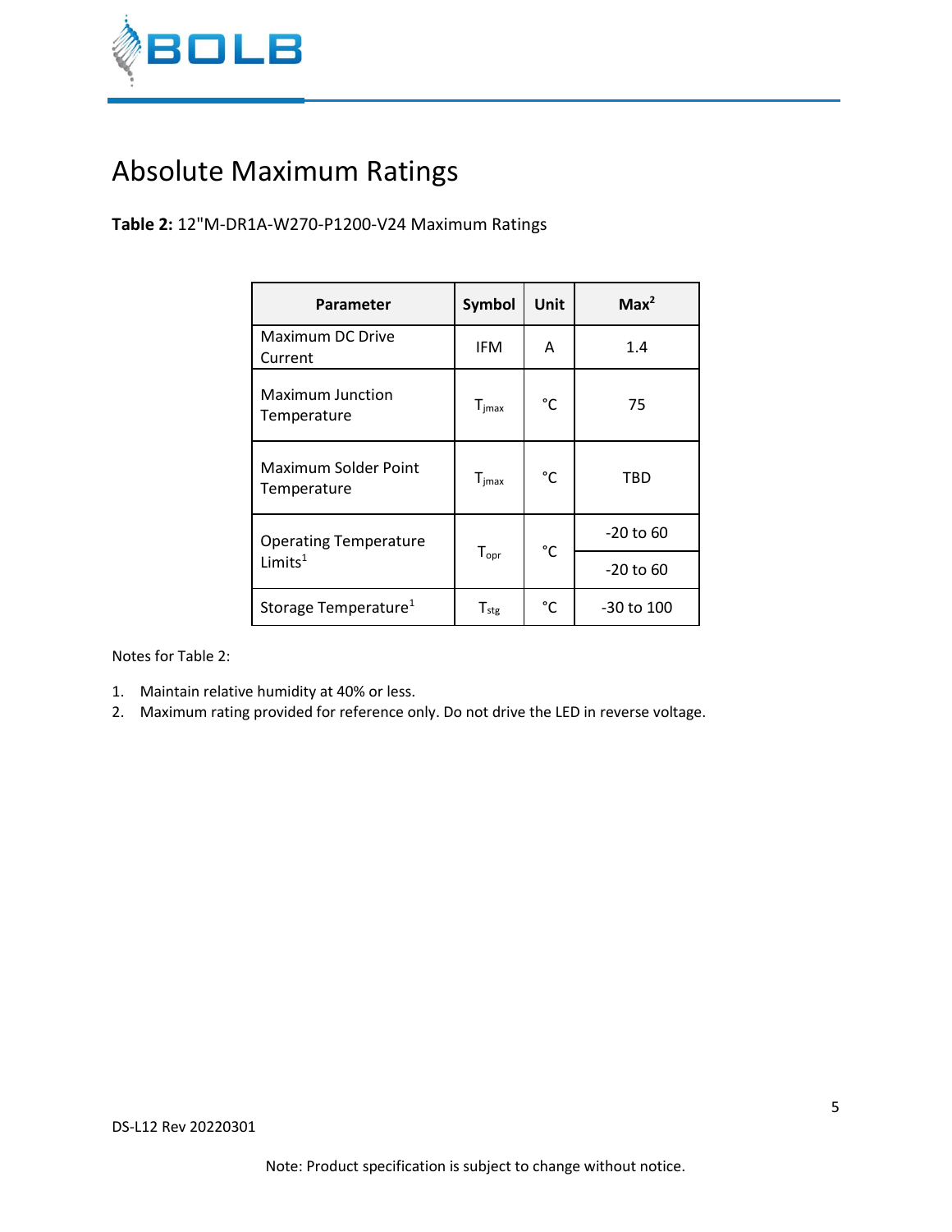# Absolute Maximum Ratings

**Table 2:** 12"M-DR1A-W270-P1200-V24 Maximum Ratings

| Parameter | Symbol | Unit | Max[2] |
|---|---|---|---|
| Maximum DC Drive Current | IFM | A | 1.4 |
| Maximum Junction Temperature | $T_{jmax}$ | °C | 75 |
| Maximum Solder Point Temperature | $T_{jmax}$ | °C | TBD |
| Operating Temperature Limits[1] | $T_{opr}$ | °C | -20 to 60 |
| | | | -20 to 60 |
| Storage Temperature[1] | $T_{stg}$ | °C | -30 to 100 |

Notes for Table 2:

1. Maintain relative humidity at 40% or less.
2. Maximum rating provided for reference only. Do not drive the LED in reverse voltage.

DS-L12 Rev 20220301

Note: Product specification is subject to change without notice.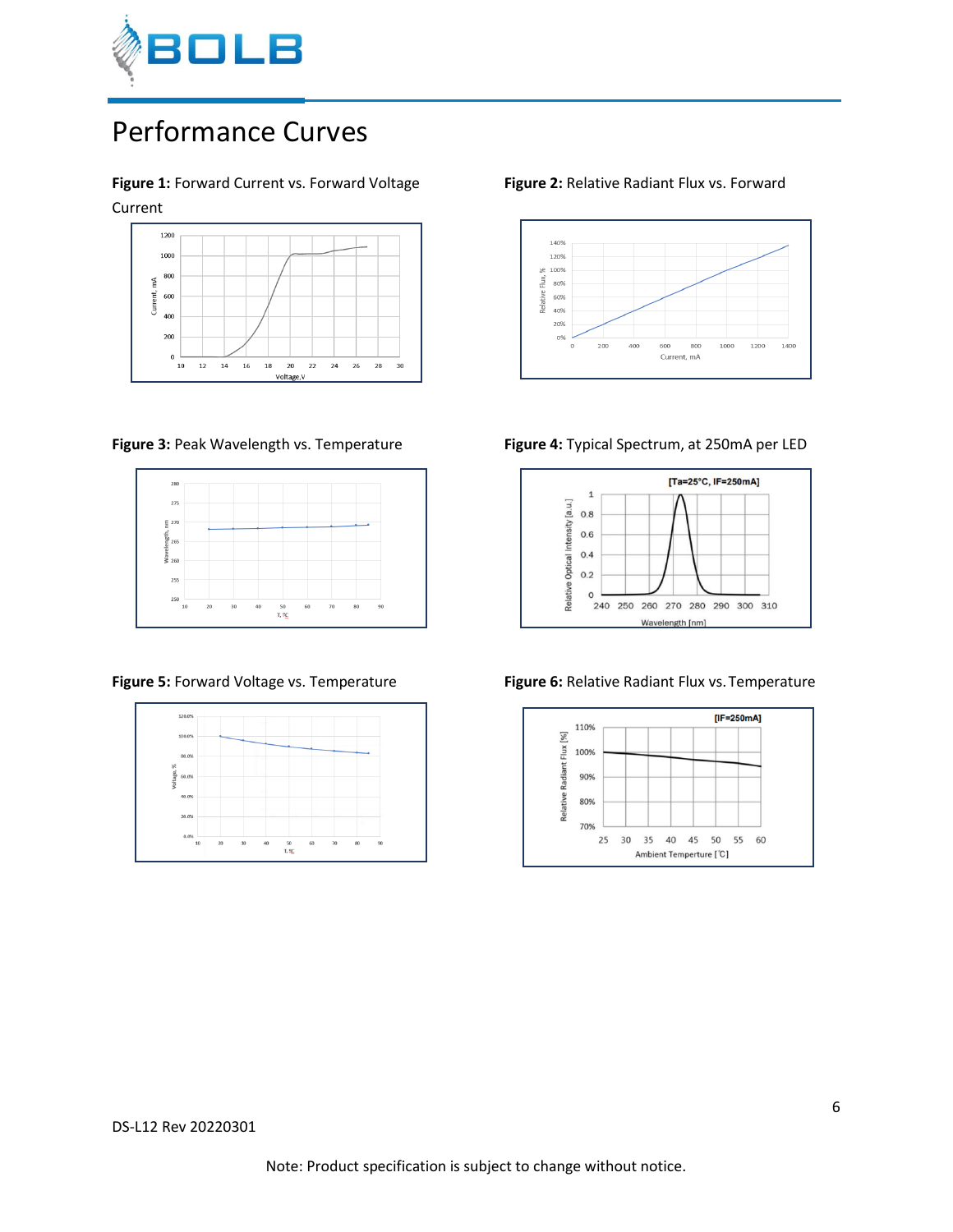# Performance Curves

**Figure 1:** Forward Current vs. Forward Voltage Current

**Figure 2:** Relative Radiant Flux vs. Forward

**Figure 3:** Peak Wavelength vs. Temperature

**Figure 4:** Typical Spectrum, at 250mA per LED

**Figure 5:** Forward Voltage vs. Temperature

**Figure 6:** Relative Radiant Flux vs. Temperature

DS-L12 Rev 20220301

Note: Product specification is subject to change without notice.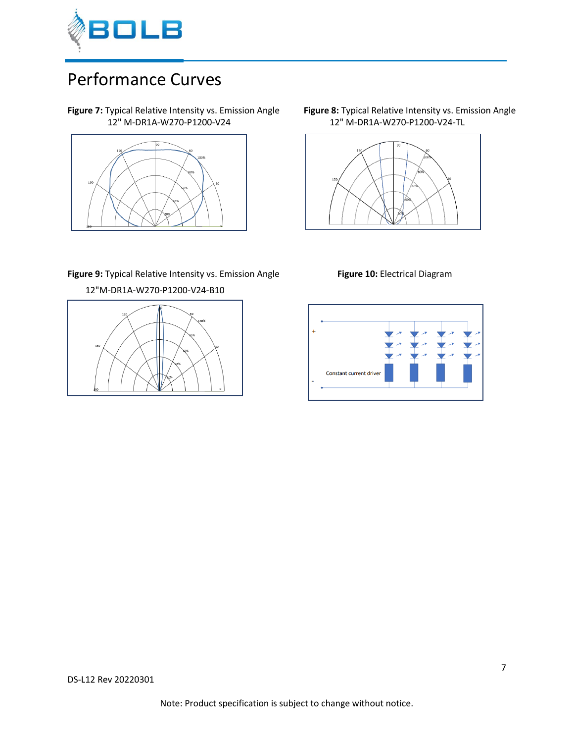# Performance Curves

**Figure 7:** Typical Relative Intensity vs. Emission Angle 12" M-DR1A-W270-P1200-V24

90
120
60
100%
80%
150
30
60%
40%
20%
180
0

**Figure 8:** Typical Relative Intensity vs. Emission Angle 12" M-DR1A-W270-P1200-V24-TL

90
120
60
100%
80%
150
30
60%
40%
20%

**Figure 9:** Typical Relative Intensity vs. Emission Angle 12"M-DR1A-W270-P1200-V24-B10

90
120
60
100%
80%
150
30
60%
40%
20%
180
0

**Figure 10:** Electrical Diagram

+
Constant current driver
-

DS-L12 Rev 20220301

Note: Product specification is subject to change without notice.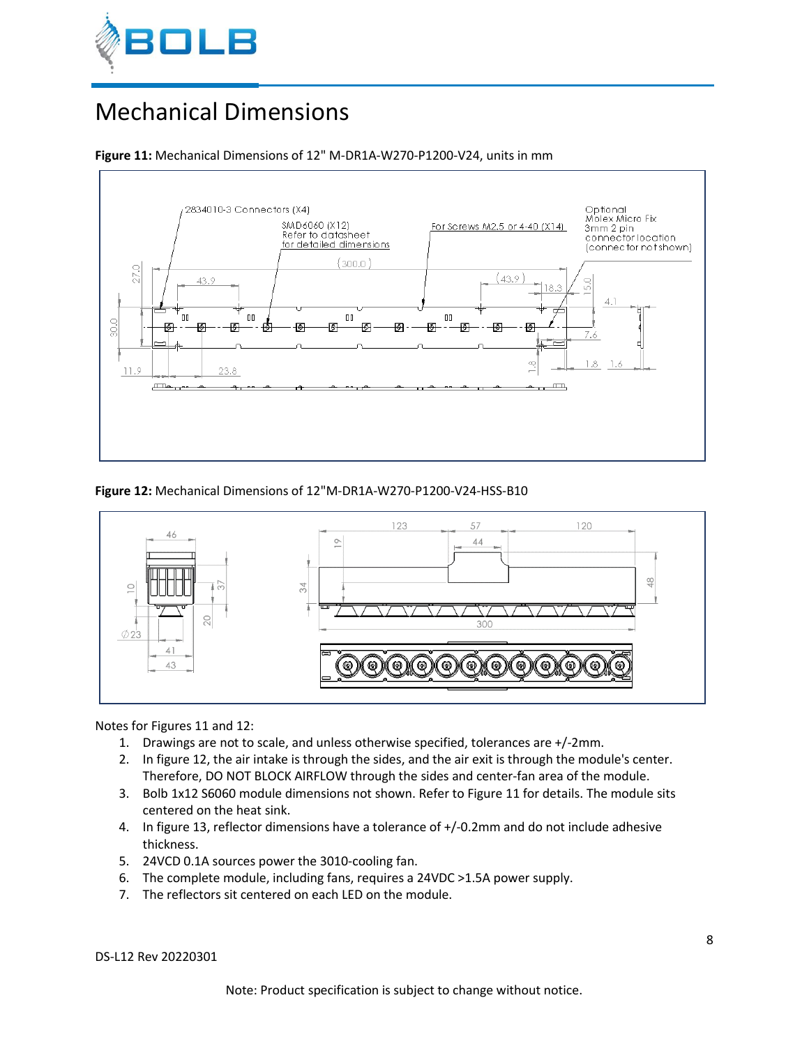# Mechanical Dimensions

**Figure 11:** Mechanical Dimensions of 12" M-DR1A-W270-P1200-V24, units in mm

2834010-3 Connectors (X4)
SMD6060 (X12)
Refer to datasheet
for detailed dimensions
For Screws M2.5 or 4-40 (X14)
Optional
Molex Micro Fix
3mm 2 pin
connector location
(connector not shown)
(300.0)
27.0
43.9
(43.9)
18.3
15.0
4.1
30.0
7.6
11.9
23.8
1.8
1.8
1.6

**Figure 12:** Mechanical Dimensions of 12"M-DR1A-W270-P1200-V24-HSS-B10

46
10
37
20
∅23
41
43
123
57
120
19
44
34
48
300

Notes for Figures 11 and 12:

1. Drawings are not to scale, and unless otherwise specified, tolerances are +/-2mm.
2. In figure 12, the air intake is through the sides, and the air exit is through the module's center. Therefore, DO NOT BLOCK AIRFLOW through the sides and center-fan area of the module.
3. Bolb 1x12 S6060 module dimensions not shown. Refer to Figure 11 for details. The module sits centered on the heat sink.
4. In figure 13, reflector dimensions have a tolerance of +/-0.2mm and do not include adhesive thickness.
5. 24VCD 0.1A sources power the 3010-cooling fan.
6. The complete module, including fans, requires a 24VDC >1.5A power supply.
7. The reflectors sit centered on each LED on the module.

DS-L12 Rev 20220301

Note: Product specification is subject to change without notice.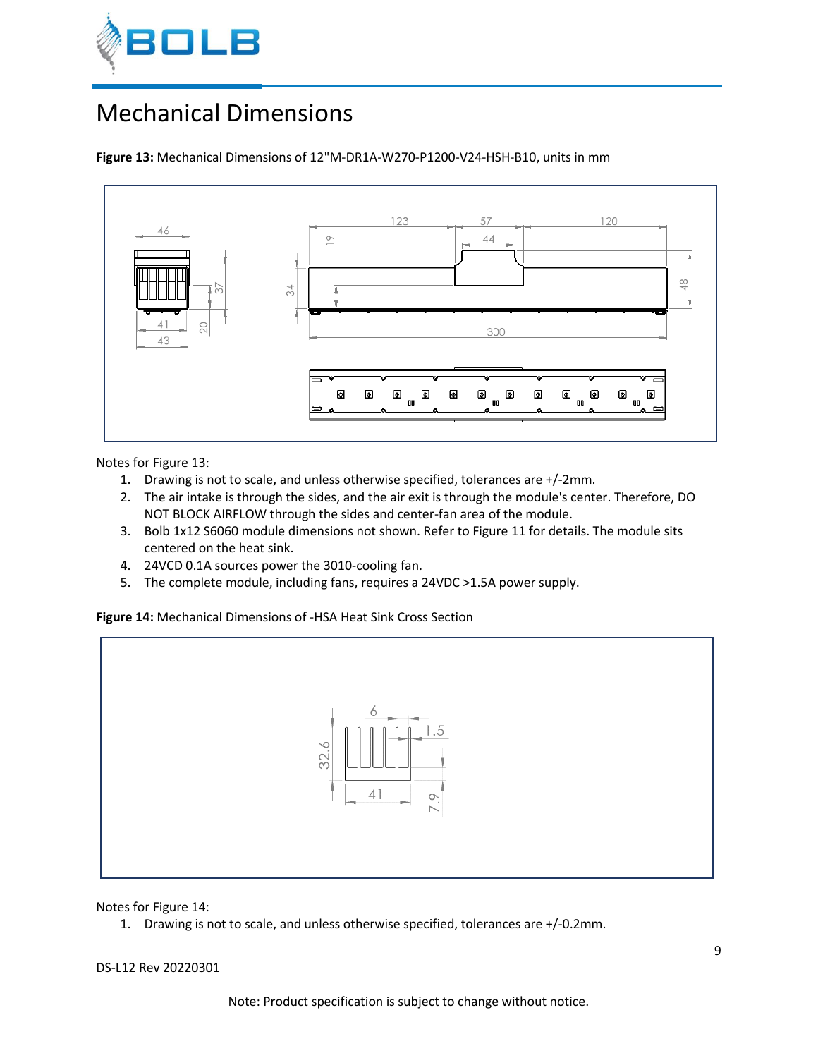# Mechanical Dimensions

**Figure 13:** Mechanical Dimensions of 12"M-DR1A-W270-P1200-V24-HSH-B10, units in mm

46
37
20
41
43
123
57
44
120
19
34
48
300

Notes for Figure 13:

1. Drawing is not to scale, and unless otherwise specified, tolerances are +/-2mm.
2. The air intake is through the sides, and the air exit is through the module's center. Therefore, DO NOT BLOCK AIRFLOW through the sides and center-fan area of the module.
3. Bolb 1x12 S6060 module dimensions not shown. Refer to Figure 11 for details. The module sits centered on the heat sink.
4. 24VCD 0.1A sources power the 3010-cooling fan.
5. The complete module, including fans, requires a 24VDC >1.5A power supply.

**Figure 14:** Mechanical Dimensions of -HSA Heat Sink Cross Section

6
1.5
32.6
41
7.9

Notes for Figure 14:

1. Drawing is not to scale, and unless otherwise specified, tolerances are +/-0.2mm.

DS-L12 Rev 20220301

Note: Product specification is subject to change without notice.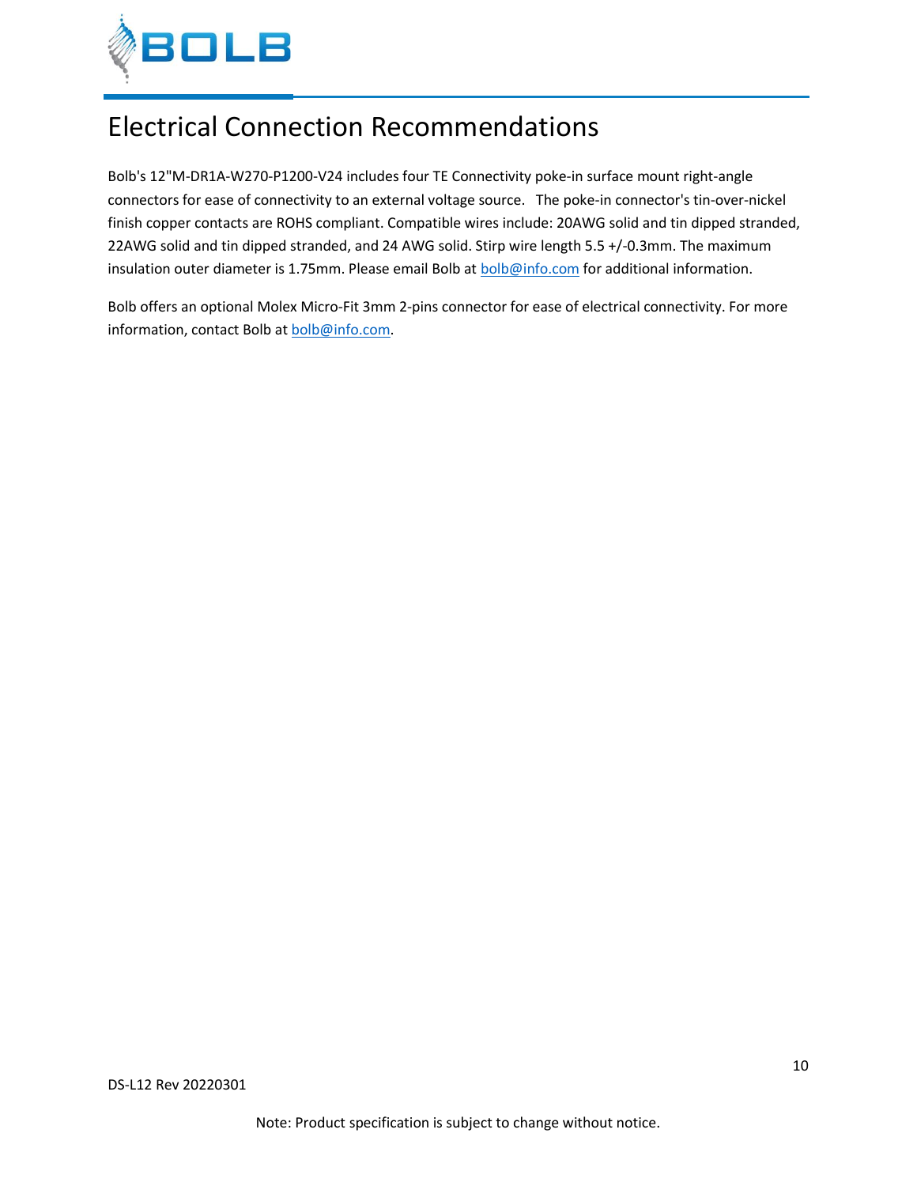# Electrical Connection Recommendations

Bolb's 12"M-DR1A-W270-P1200-V24 includes four TE Connectivity poke-in surface mount right-angle connectors for ease of connectivity to an external voltage source.   The poke-in connector's tin-over-nickel finish copper contacts are ROHS compliant. Compatible wires include: 20AWG solid and tin dipped stranded, 22AWG solid and tin dipped stranded, and 24 AWG solid. Stirp wire length 5.5 +/-0.3mm. The maximum insulation outer diameter is 1.75mm. Please email Bolb at bolb@info.com for additional information.

Bolb offers an optional Molex Micro-Fit 3mm 2-pins connector for ease of electrical connectivity. For more information, contact Bolb at bolb@info.com.

DS-L12 Rev 20220301

Note: Product specification is subject to change without notice.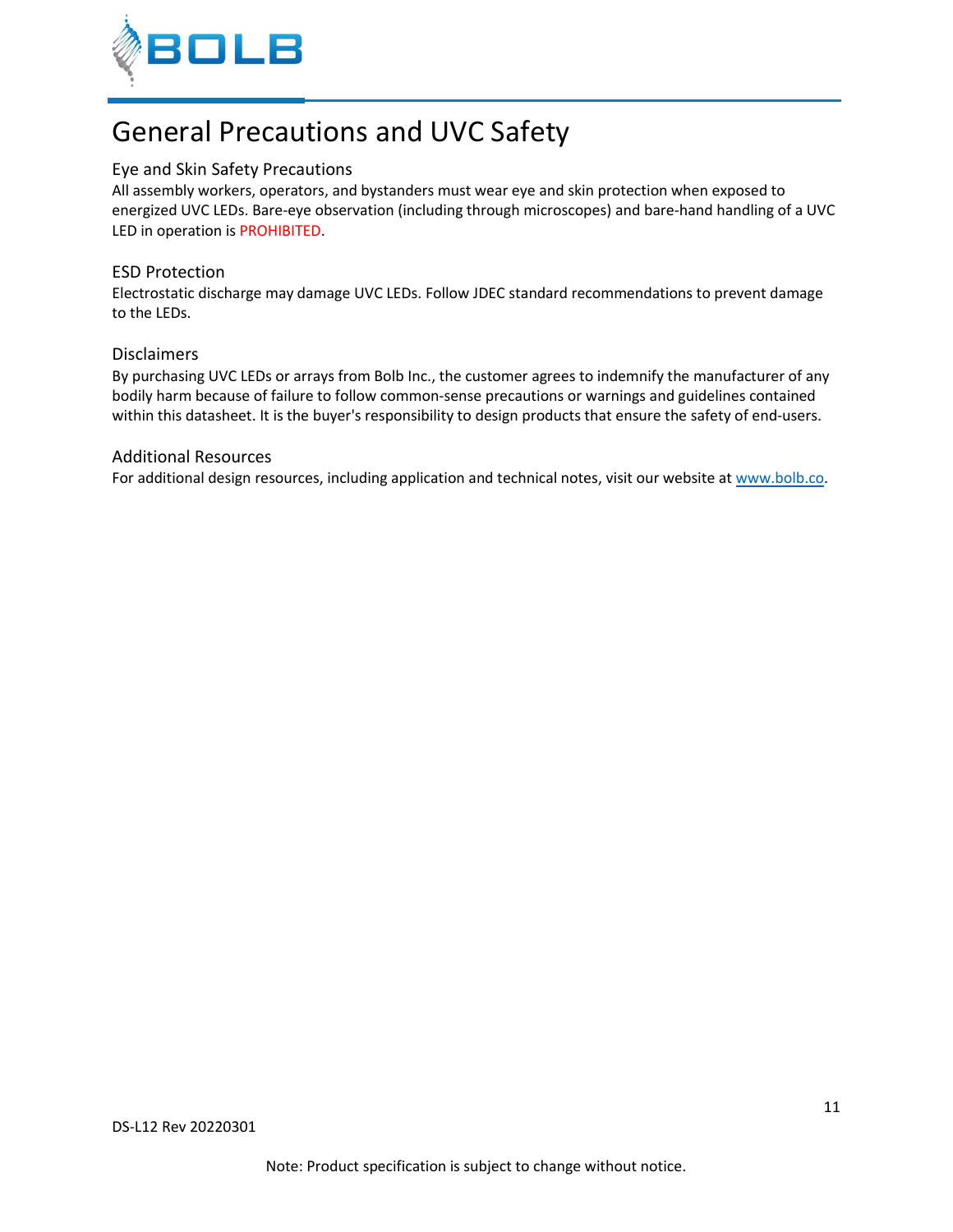# General Precautions and UVC Safety

## Eye and Skin Safety Precautions

All assembly workers, operators, and bystanders must wear eye and skin protection when exposed to energized UVC LEDs. Bare-eye observation (including through microscopes) and bare-hand handling of a UVC LED in operation is PROHIBITED.

## ESD Protection

Electrostatic discharge may damage UVC LEDs. Follow JDEC standard recommendations to prevent damage to the LEDs.

## Disclaimers

By purchasing UVC LEDs or arrays from Bolb Inc., the customer agrees to indemnify the manufacturer of any bodily harm because of failure to follow common-sense precautions or warnings and guidelines contained within this datasheet. It is the buyer's responsibility to design products that ensure the safety of end-users.

## Additional Resources

For additional design resources, including application and technical notes, visit our website at [www.bolb.co](http://www.bolb.co).

DS-L12 Rev 20220301

Note: Product specification is subject to change without notice.